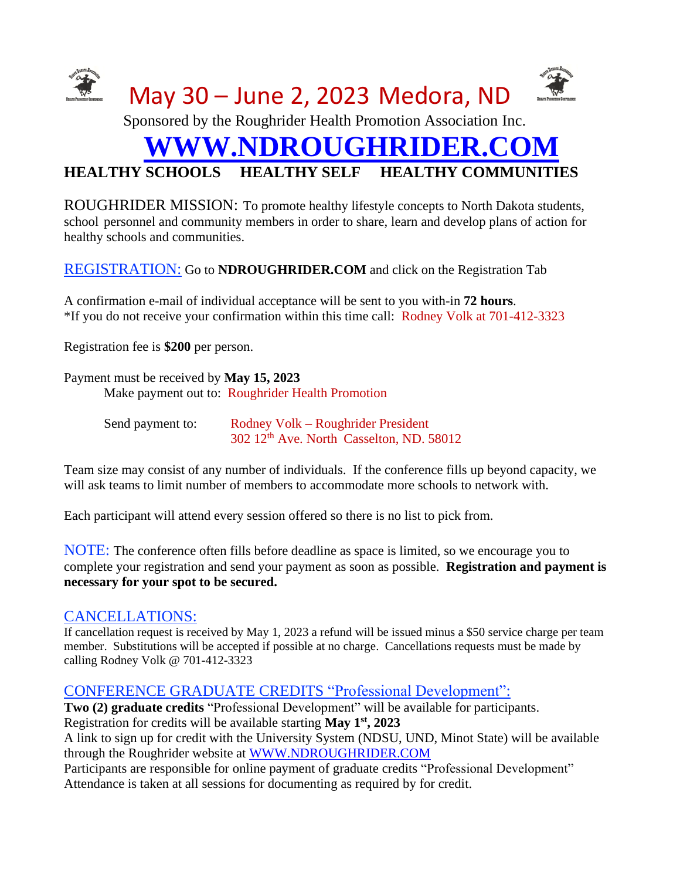# May 30 – June 2, 2023 Medora, ND

Sponsored by the Roughrider Health Promotion Association Inc.

# WWW.NDROUGHRIDER.COM

**HEALTHY SCHOOLS HEALTHY SELF HEALTHY COMMUNITIES**

ROUGHRIDER MISSION: To promote healthy lifestyle concepts to North Dakota students, school personnel and community members in order to share, learn and develop plans of action for healthy schools and communities.

REGISTRATION: Go to **NDROUGHRIDER.COM** and click on the Registration Tab

A confirmation e-mail of individual acceptance will be sent to you with-in **72 hours**.
*If you do not receive your confirmation within this time call: Rodney Volk at 701-412-3323

Registration fee is **$200** per person.

Payment must be received by **May 15, 2023**
Make payment out to: Roughrider Health Promotion

Send payment to: Rodney Volk – Roughrider President
302 12th Ave. North Casselton, ND. 58012

Team size may consist of any number of individuals. If the conference fills up beyond capacity, we will ask teams to limit number of members to accommodate more schools to network with.

Each participant will attend every session offered so there is no list to pick from.

NOTE: The conference often fills before deadline as space is limited, so we encourage you to complete your registration and send your payment as soon as possible. **Registration and payment is necessary for your spot to be secured.**

## CANCELLATIONS:

If cancellation request is received by May 1, 2023 a refund will be issued minus a $50 service charge per team member. Substitutions will be accepted if possible at no charge. Cancellations requests must be made by calling Rodney Volk @ 701-412-3323

## CONFERENCE GRADUATE CREDITS "Professional Development":

**Two (2) graduate credits** "Professional Development" will be available for participants.
Registration for credits will be available starting **May 1st, 2023**
A link to sign up for credit with the University System (NDSU, UND, Minot State) will be available through the Roughrider website at WWW.NDROUGHRIDER.COM
Participants are responsible for online payment of graduate credits "Professional Development"
Attendance is taken at all sessions for documenting as required by for credit.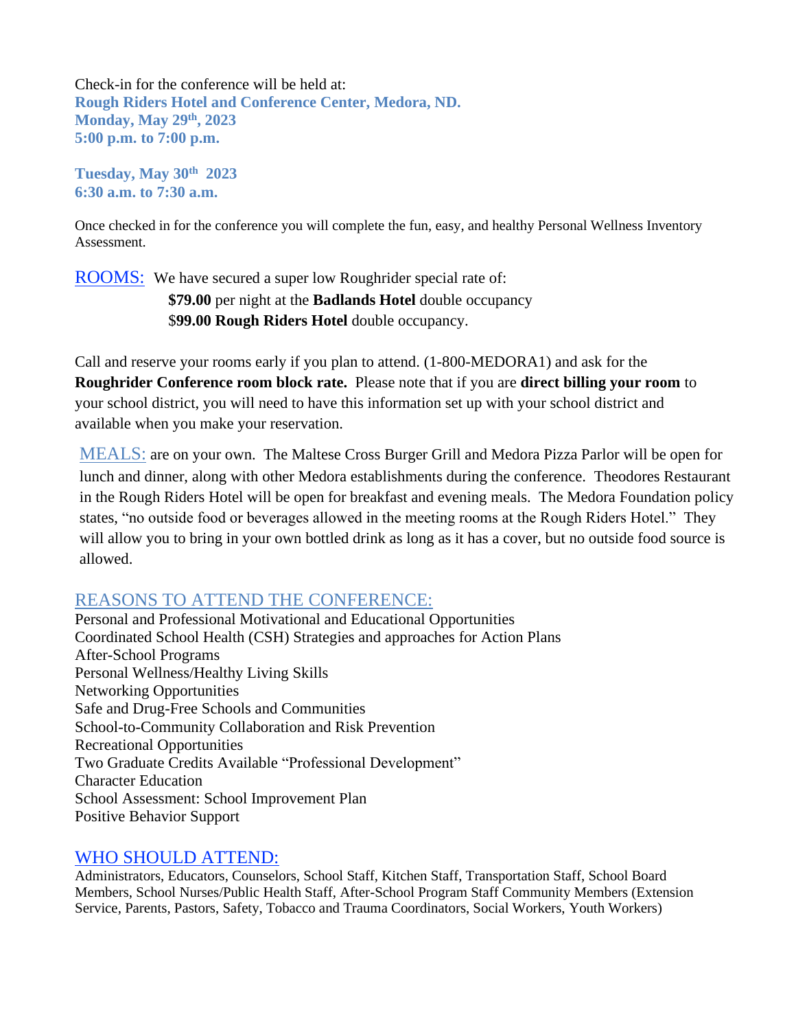Check-in for the conference will be held at:
**Rough Riders Hotel and Conference Center, Medora, ND.**
**Monday, May 29th, 2023**
**5:00 p.m. to 7:00 p.m.**

**Tuesday, May 30th 2023**
**6:30 a.m. to 7:30 a.m.**

Once checked in for the conference you will complete the fun, easy, and healthy Personal Wellness Inventory Assessment.

ROOMS: We have secured a super low Roughrider special rate of:
**$79.00** per night at the **Badlands Hotel** double occupancy
$**99.00 Rough Riders Hotel** double occupancy.

Call and reserve your rooms early if you plan to attend. (1-800-MEDORA1) and ask for the **Roughrider Conference room block rate.** Please note that if you are **direct billing your room** to your school district, you will need to have this information set up with your school district and available when you make your reservation.

MEALS: are on your own. The Maltese Cross Burger Grill and Medora Pizza Parlor will be open for lunch and dinner, along with other Medora establishments during the conference. Theodores Restaurant in the Rough Riders Hotel will be open for breakfast and evening meals. The Medora Foundation policy states, "no outside food or beverages allowed in the meeting rooms at the Rough Riders Hotel." They will allow you to bring in your own bottled drink as long as it has a cover, but no outside food source is allowed.

## REASONS TO ATTEND THE CONFERENCE:

Personal and Professional Motivational and Educational Opportunities
Coordinated School Health (CSH) Strategies and approaches for Action Plans
After-School Programs
Personal Wellness/Healthy Living Skills
Networking Opportunities
Safe and Drug-Free Schools and Communities
School-to-Community Collaboration and Risk Prevention
Recreational Opportunities
Two Graduate Credits Available "Professional Development"
Character Education
School Assessment: School Improvement Plan
Positive Behavior Support

## WHO SHOULD ATTEND:

Administrators, Educators, Counselors, School Staff, Kitchen Staff, Transportation Staff, School Board Members, School Nurses/Public Health Staff, After-School Program Staff Community Members (Extension Service, Parents, Pastors, Safety, Tobacco and Trauma Coordinators, Social Workers, Youth Workers)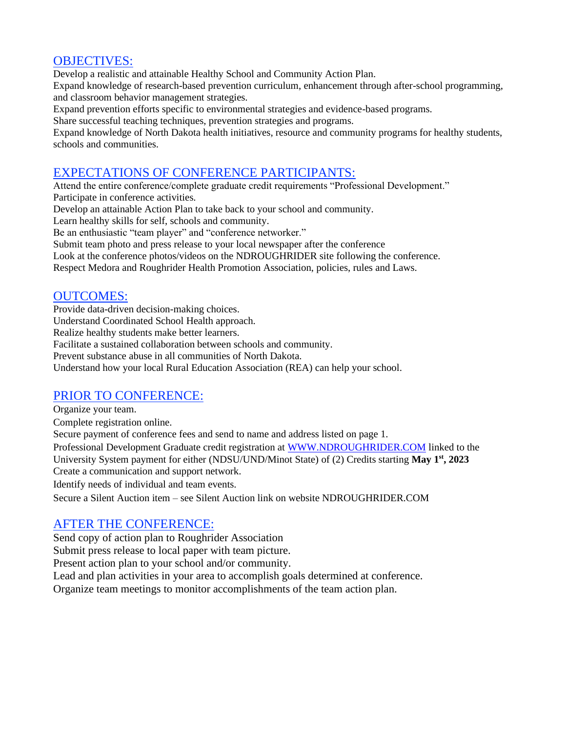## OBJECTIVES:

Develop a realistic and attainable Healthy School and Community Action Plan.
Expand knowledge of research-based prevention curriculum, enhancement through after-school programming, and classroom behavior management strategies.
Expand prevention efforts specific to environmental strategies and evidence-based programs.
Share successful teaching techniques, prevention strategies and programs.
Expand knowledge of North Dakota health initiatives, resource and community programs for healthy students, schools and communities.

## EXPECTATIONS OF CONFERENCE PARTICIPANTS:

Attend the entire conference/complete graduate credit requirements "Professional Development."
Participate in conference activities.
Develop an attainable Action Plan to take back to your school and community.
Learn healthy skills for self, schools and community.
Be an enthusiastic "team player" and "conference networker."
Submit team photo and press release to your local newspaper after the conference
Look at the conference photos/videos on the NDROUGHRIDER site following the conference.
Respect Medora and Roughrider Health Promotion Association, policies, rules and Laws.

## OUTCOMES:

Provide data-driven decision-making choices.
Understand Coordinated School Health approach.
Realize healthy students make better learners.
Facilitate a sustained collaboration between schools and community.
Prevent substance abuse in all communities of North Dakota.
Understand how your local Rural Education Association (REA) can help your school.

## PRIOR TO CONFERENCE:

Organize your team.
Complete registration online.
Secure payment of conference fees and send to name and address listed on page 1.
Professional Development Graduate credit registration at [WWW.NDROUGHRIDER.COM](http://WWW.NDROUGHRIDER.COM) linked to the University System payment for either (NDSU/UND/Minot State) of (2) Credits starting **May 1st, 2023**
Create a communication and support network.
Identify needs of individual and team events.
Secure a Silent Auction item – see Silent Auction link on website NDROUGHRIDER.COM

## AFTER THE CONFERENCE:

Send copy of action plan to Roughrider Association
Submit press release to local paper with team picture.
Present action plan to your school and/or community.
Lead and plan activities in your area to accomplish goals determined at conference.
Organize team meetings to monitor accomplishments of the team action plan.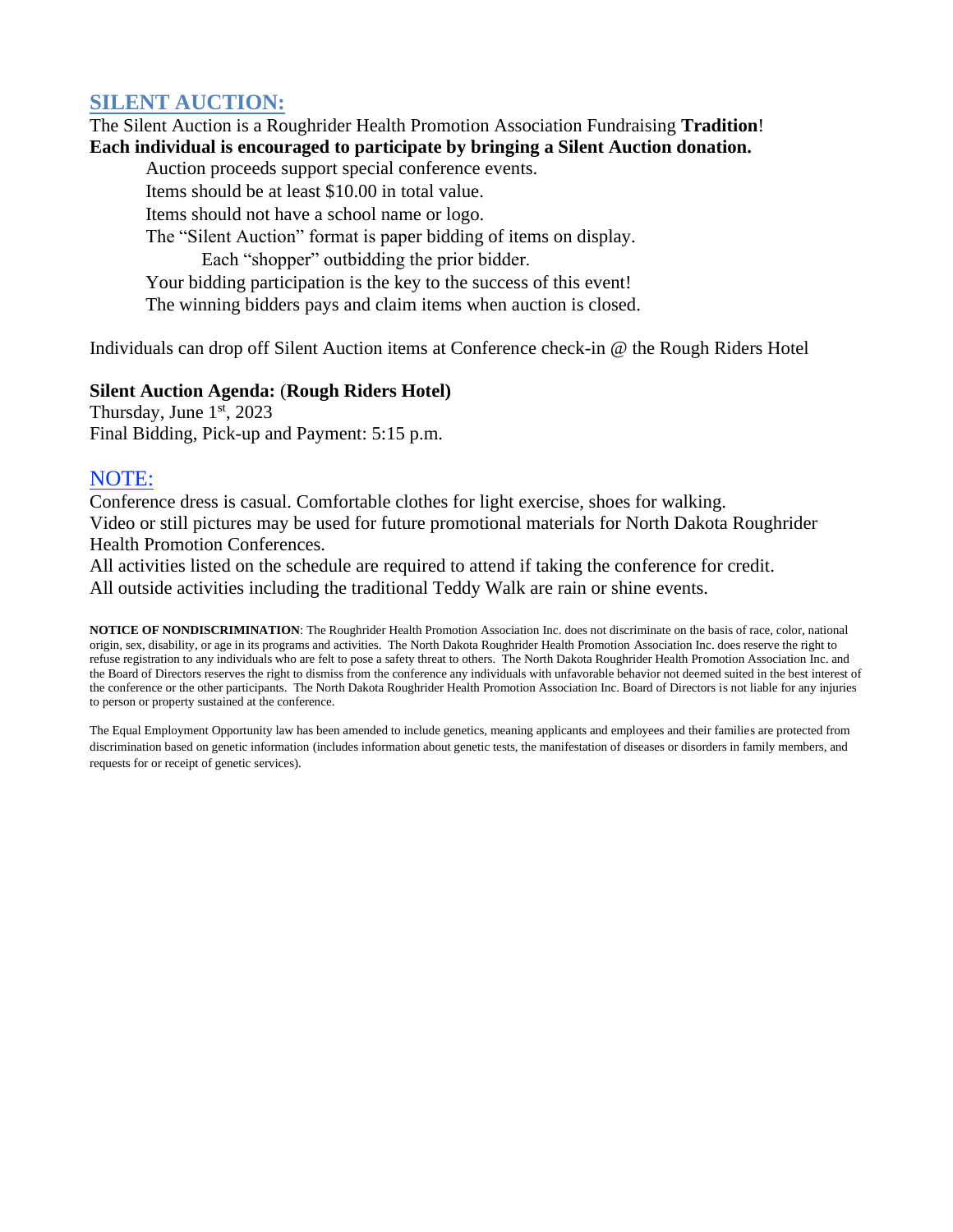## SILENT AUCTION:

The Silent Auction is a Roughrider Health Promotion Association Fundraising **Tradition**!
**Each individual is encouraged to participate by bringing a Silent Auction donation.**

Auction proceeds support special conference events.
Items should be at least $10.00 in total value.
Items should not have a school name or logo.
The "Silent Auction" format is paper bidding of items on display.
Each "shopper" outbidding the prior bidder.
Your bidding participation is the key to the success of this event!
The winning bidders pays and claim items when auction is closed.

Individuals can drop off Silent Auction items at Conference check-in @ the Rough Riders Hotel

**Silent Auction Agenda:** (**Rough Riders Hotel)**
Thursday, June 1st, 2023
Final Bidding, Pick-up and Payment: 5:15 p.m.

## NOTE:

Conference dress is casual. Comfortable clothes for light exercise, shoes for walking.
Video or still pictures may be used for future promotional materials for North Dakota Roughrider Health Promotion Conferences.
All activities listed on the schedule are required to attend if taking the conference for credit.
All outside activities including the traditional Teddy Walk are rain or shine events.

**NOTICE OF NONDISCRIMINATION**: The Roughrider Health Promotion Association Inc. does not discriminate on the basis of race, color, national origin, sex, disability, or age in its programs and activities. The North Dakota Roughrider Health Promotion Association Inc. does reserve the right to refuse registration to any individuals who are felt to pose a safety threat to others. The North Dakota Roughrider Health Promotion Association Inc. and the Board of Directors reserves the right to dismiss from the conference any individuals with unfavorable behavior not deemed suited in the best interest of the conference or the other participants. The North Dakota Roughrider Health Promotion Association Inc. Board of Directors is not liable for any injuries to person or property sustained at the conference.

The Equal Employment Opportunity law has been amended to include genetics, meaning applicants and employees and their families are protected from discrimination based on genetic information (includes information about genetic tests, the manifestation of diseases or disorders in family members, and requests for or receipt of genetic services).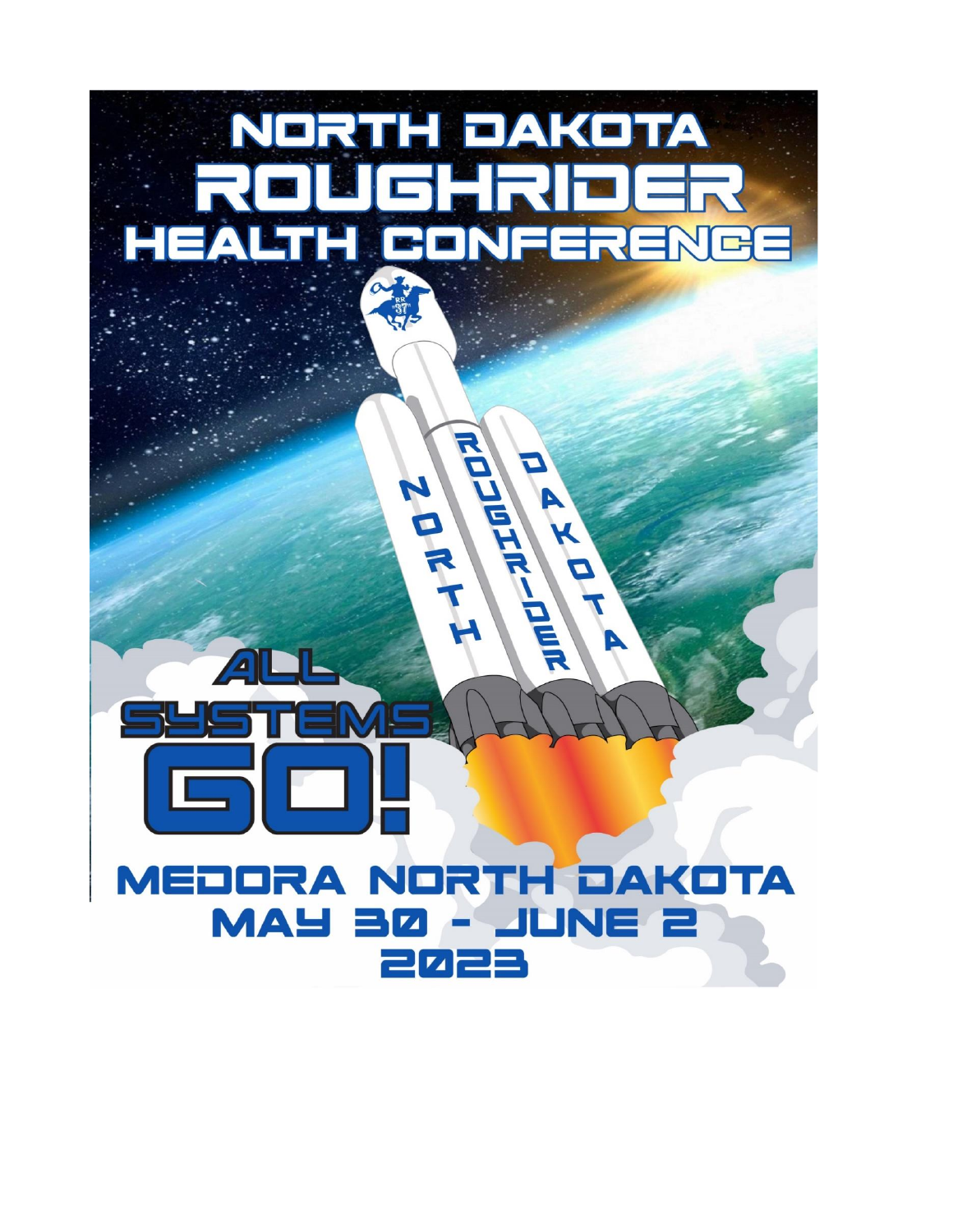# NORTH DAKOTA ROUGHRIDER HEALTH CONFERENCE

ALL SYSTEMS GO!

MEDORA NORTH DAKOTA
MAY 30 - JUNE 2
2023